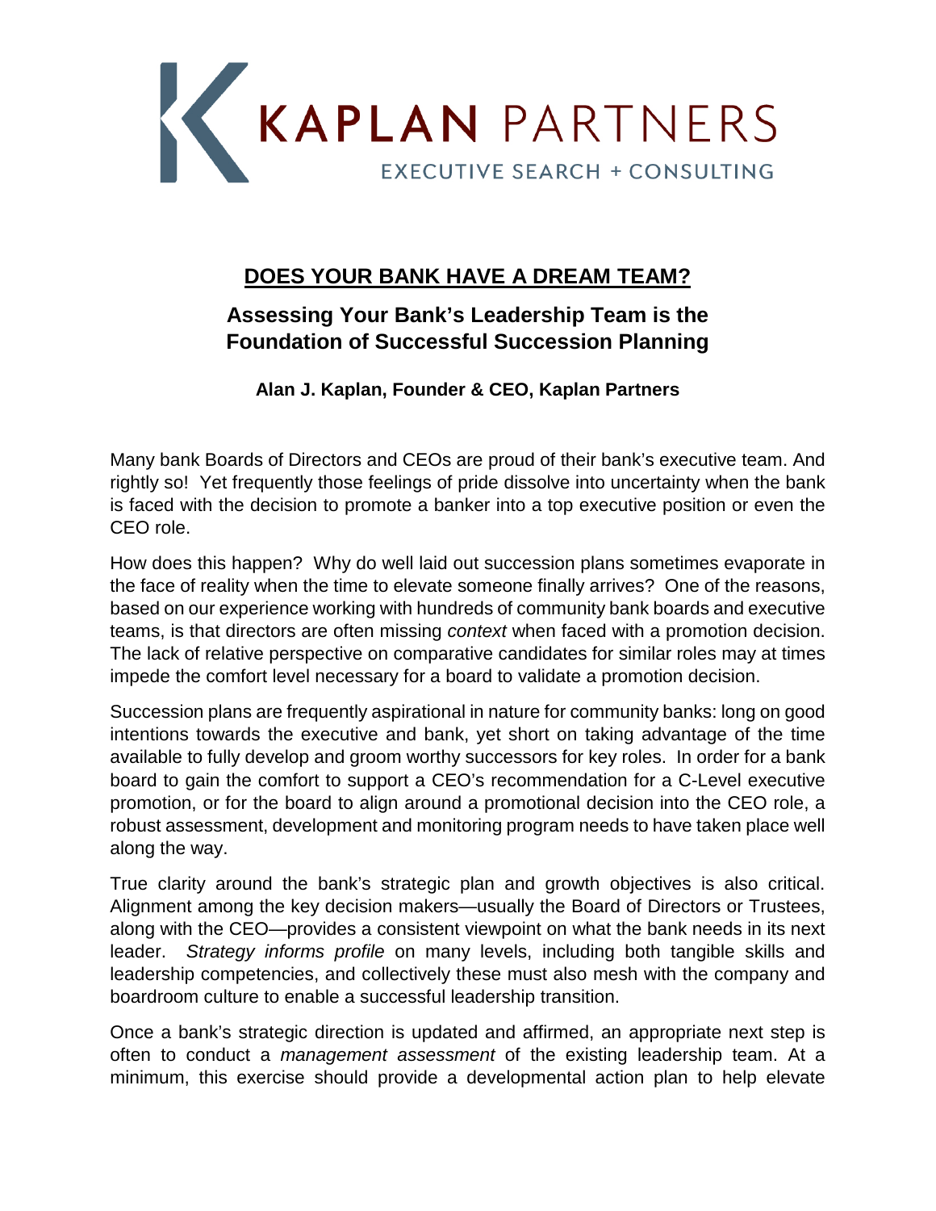KAPLAN PARTNERS
EXECUTIVE SEARCH + CONSULTING

# DOES YOUR BANK HAVE A DREAM TEAM?

## Assessing Your Bank's Leadership Team is the Foundation of Successful Succession Planning

**Alan J. Kaplan, Founder & CEO, Kaplan Partners**

Many bank Boards of Directors and CEOs are proud of their bank's executive team. And rightly so! Yet frequently those feelings of pride dissolve into uncertainty when the bank is faced with the decision to promote a banker into a top executive position or even the CEO role.

How does this happen? Why do well laid out succession plans sometimes evaporate in the face of reality when the time to elevate someone finally arrives? One of the reasons, based on our experience working with hundreds of community bank boards and executive teams, is that directors are often missing *context* when faced with a promotion decision. The lack of relative perspective on comparative candidates for similar roles may at times impede the comfort level necessary for a board to validate a promotion decision.

Succession plans are frequently aspirational in nature for community banks: long on good intentions towards the executive and bank, yet short on taking advantage of the time available to fully develop and groom worthy successors for key roles. In order for a bank board to gain the comfort to support a CEO's recommendation for a C-Level executive promotion, or for the board to align around a promotional decision into the CEO role, a robust assessment, development and monitoring program needs to have taken place well along the way.

True clarity around the bank's strategic plan and growth objectives is also critical. Alignment among the key decision makers—usually the Board of Directors or Trustees, along with the CEO—provides a consistent viewpoint on what the bank needs in its next leader. *Strategy informs profile* on many levels, including both tangible skills and leadership competencies, and collectively these must also mesh with the company and boardroom culture to enable a successful leadership transition.

Once a bank's strategic direction is updated and affirmed, an appropriate next step is often to conduct a *management assessment* of the existing leadership team. At a minimum, this exercise should provide a developmental action plan to help elevate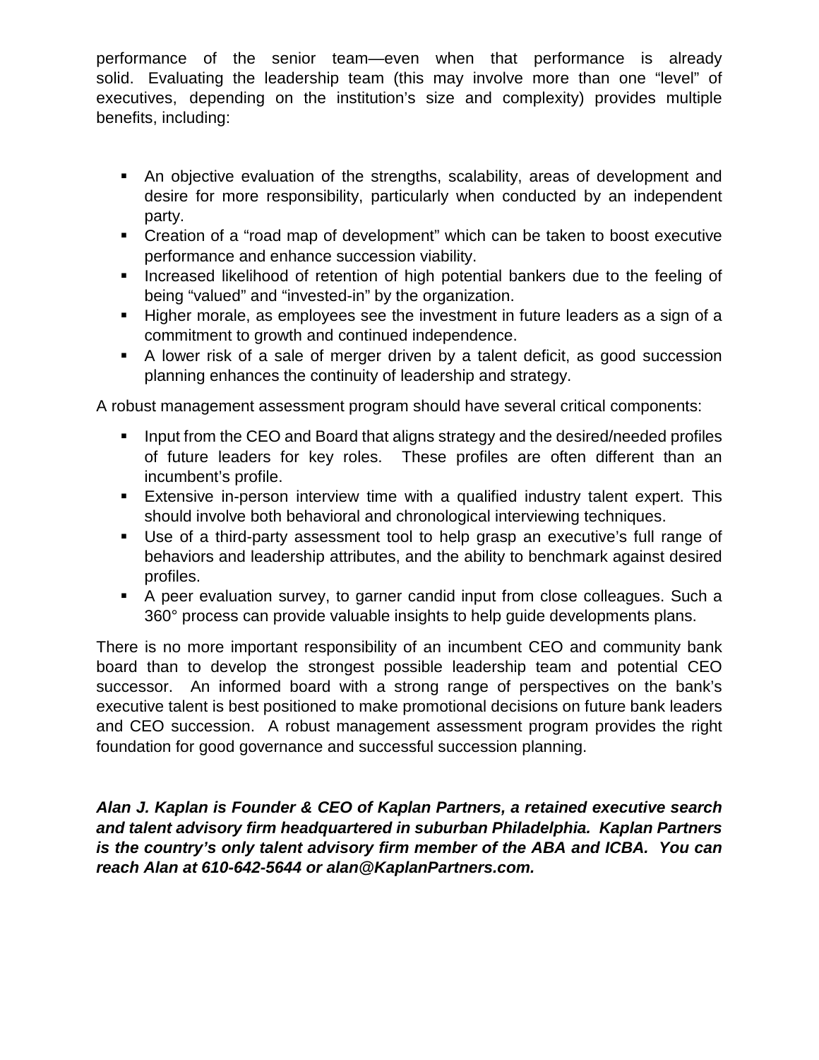performance of the senior team—even when that performance is already solid. Evaluating the leadership team (this may involve more than one "level" of executives, depending on the institution's size and complexity) provides multiple benefits, including:

- An objective evaluation of the strengths, scalability, areas of development and desire for more responsibility, particularly when conducted by an independent party.
- Creation of a "road map of development" which can be taken to boost executive performance and enhance succession viability.
- Increased likelihood of retention of high potential bankers due to the feeling of being "valued" and "invested-in" by the organization.
- Higher morale, as employees see the investment in future leaders as a sign of a commitment to growth and continued independence.
- A lower risk of a sale of merger driven by a talent deficit, as good succession planning enhances the continuity of leadership and strategy.

A robust management assessment program should have several critical components:

- Input from the CEO and Board that aligns strategy and the desired/needed profiles of future leaders for key roles. These profiles are often different than an incumbent's profile.
- Extensive in-person interview time with a qualified industry talent expert. This should involve both behavioral and chronological interviewing techniques.
- Use of a third-party assessment tool to help grasp an executive's full range of behaviors and leadership attributes, and the ability to benchmark against desired profiles.
- A peer evaluation survey, to garner candid input from close colleagues. Such a 360° process can provide valuable insights to help guide developments plans.

There is no more important responsibility of an incumbent CEO and community bank board than to develop the strongest possible leadership team and potential CEO successor. An informed board with a strong range of perspectives on the bank's executive talent is best positioned to make promotional decisions on future bank leaders and CEO succession. A robust management assessment program provides the right foundation for good governance and successful succession planning.

***Alan J. Kaplan is Founder & CEO of Kaplan Partners, a retained executive search and talent advisory firm headquartered in suburban Philadelphia. Kaplan Partners is the country's only talent advisory firm member of the ABA and ICBA. You can reach Alan at 610-642-5644 or alan@KaplanPartners.com.***